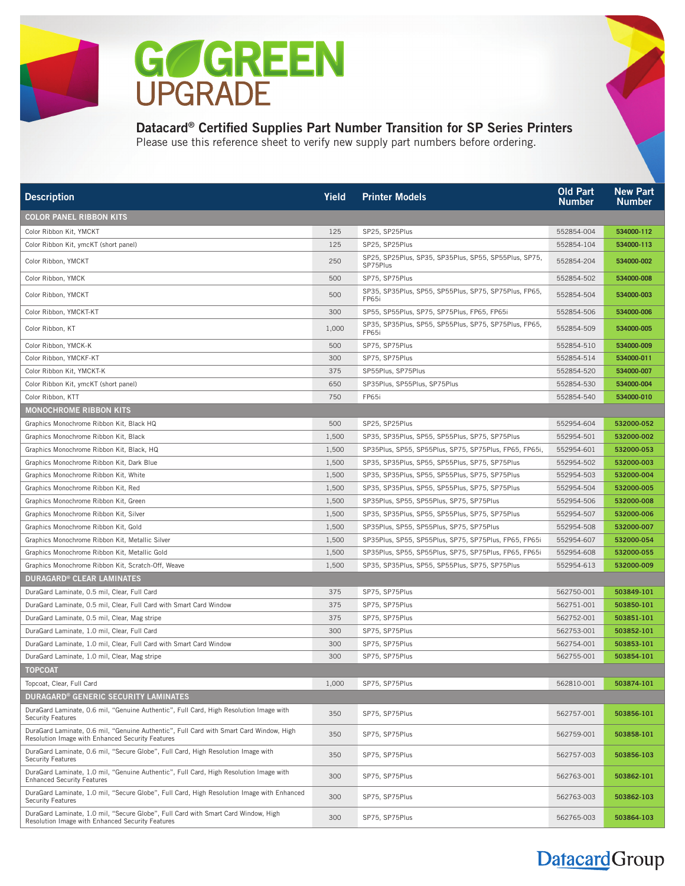# GO GREEN UPGRADE

## Datacard® Certified Supplies Part Number Transition for SP Series Printers

Please use this reference sheet to verify new supply part numbers before ordering.

| Description | Yield | Printer Models | Old Part Number | New Part Number |
|---|---|---|---|---|
| **COLOR PANEL RIBBON KITS** | | | | |
| Color Ribbon Kit, YMCKT | 125 | SP25, SP25Plus | 552854-004 | 534000-112 |
| Color Ribbon Kit, ymcKT (short panel) | 125 | SP25, SP25Plus | 552854-104 | 534000-113 |
| Color Ribbon, YMCKT | 250 | SP25, SP25Plus, SP35, SP35Plus, SP55, SP55Plus, SP75, SP75Plus | 552854-204 | 534000-002 |
| Color Ribbon, YMCK | 500 | SP75, SP75Plus | 552854-502 | 534000-008 |
| Color Ribbon, YMCKT | 500 | SP35, SP35Plus, SP55, SP55Plus, SP75, SP75Plus, FP65, FP65i | 552854-504 | 534000-003 |
| Color Ribbon, YMCKT-KT | 300 | SP55, SP55Plus, SP75, SP75Plus, FP65, FP65i | 552854-506 | 534000-006 |
| Color Ribbon, KT | 1,000 | SP35, SP35Plus, SP55, SP55Plus, SP75, SP75Plus, FP65, FP65i | 552854-509 | 534000-005 |
| Color Ribbon, YMCK-K | 500 | SP75, SP75Plus | 552854-510 | 534000-009 |
| Color Ribbon, YMCKF-KT | 300 | SP75, SP75Plus | 552854-514 | 534000-011 |
| Color Ribbon Kit, YMCKT-K | 375 | SP55Plus, SP75Plus | 552854-520 | 534000-007 |
| Color Ribbon Kit, ymcKT (short panel) | 650 | SP35Plus, SP55Plus, SP75Plus | 552854-530 | 534000-004 |
| Color Ribbon, KTT | 750 | FP65i | 552854-540 | 534000-010 |
| **MONOCHROME RIBBON KITS** | | | | |
| Graphics Monochrome Ribbon Kit, Black HQ | 500 | SP25, SP25Plus | 552954-604 | 532000-052 |
| Graphics Monochrome Ribbon Kit, Black | 1,500 | SP35, SP35Plus, SP55, SP55Plus, SP75, SP75Plus | 552954-501 | 532000-002 |
| Graphics Monochrome Ribbon Kit, Black, HQ | 1,500 | SP35Plus, SP55, SP55Plus, SP75, SP75Plus, FP65, FP65i, | 552954-601 | 532000-053 |
| Graphics Monochrome Ribbon Kit, Dark Blue | 1,500 | SP35, SP35Plus, SP55, SP55Plus, SP75, SP75Plus | 552954-502 | 532000-003 |
| Graphics Monochrome Ribbon Kit, White | 1,500 | SP35, SP35Plus, SP55, SP55Plus, SP75, SP75Plus | 552954-503 | 532000-004 |
| Graphics Monochrome Ribbon Kit, Red | 1,500 | SP35, SP35Plus, SP55, SP55Plus, SP75, SP75Plus | 552954-504 | 532000-005 |
| Graphics Monochrome Ribbon Kit, Green | 1,500 | SP35Plus, SP55, SP55Plus, SP75, SP75Plus | 552954-506 | 532000-008 |
| Graphics Monochrome Ribbon Kit, Silver | 1,500 | SP35, SP35Plus, SP55, SP55Plus, SP75, SP75Plus | 552954-507 | 532000-006 |
| Graphics Monochrome Ribbon Kit, Gold | 1,500 | SP35Plus, SP55, SP55Plus, SP75, SP75Plus | 552954-508 | 532000-007 |
| Graphics Monochrome Ribbon Kit, Metallic Silver | 1,500 | SP35Plus, SP55, SP55Plus, SP75, SP75Plus, FP65, FP65i | 552954-607 | 532000-054 |
| Graphics Monochrome Ribbon Kit, Metallic Gold | 1,500 | SP35Plus, SP55, SP55Plus, SP75, SP75Plus, FP65, FP65i | 552954-608 | 532000-055 |
| Graphics Monochrome Ribbon Kit, Scratch-Off, Weave | 1,500 | SP35, SP35Plus, SP55, SP55Plus, SP75, SP75Plus | 552954-613 | 532000-009 |
| **DURAGARD® CLEAR LAMINATES** | | | | |
| DuraGard Laminate, 0.5 mil, Clear, Full Card | 375 | SP75, SP75Plus | 562750-001 | 503849-101 |
| DuraGard Laminate, 0.5 mil, Clear, Full Card with Smart Card Window | 375 | SP75, SP75Plus | 562751-001 | 503850-101 |
| DuraGard Laminate, 0.5 mil, Clear, Mag stripe | 375 | SP75, SP75Plus | 562752-001 | 503851-101 |
| DuraGard Laminate, 1.0 mil, Clear, Full Card | 300 | SP75, SP75Plus | 562753-001 | 503852-101 |
| DuraGard Laminate, 1.0 mil, Clear, Full Card with Smart Card Window | 300 | SP75, SP75Plus | 562754-001 | 503853-101 |
| DuraGard Laminate, 1.0 mil, Clear, Mag stripe | 300 | SP75, SP75Plus | 562755-001 | 503854-101 |
| **TOPCOAT** | | | | |
| Topcoat, Clear, Full Card | 1,000 | SP75, SP75Plus | 562810-001 | 503874-101 |
| **DURAGARD® GENERIC SECURITY LAMINATES** | | | | |
| DuraGard Laminate, 0.6 mil, “Genuine Authentic”, Full Card, High Resolution Image with Security Features | 350 | SP75, SP75Plus | 562757-001 | 503856-101 |
| DuraGard Laminate, 0.6 mil, “Genuine Authentic”, Full Card with Smart Card Window, High Resolution Image with Enhanced Security Features | 350 | SP75, SP75Plus | 562759-001 | 503858-101 |
| DuraGard Laminate, 0.6 mil, “Secure Globe”, Full Card, High Resolution Image with Security Features | 350 | SP75, SP75Plus | 562757-003 | 503856-103 |
| DuraGard Laminate, 1.0 mil, “Genuine Authentic”, Full Card, High Resolution Image with Enhanced Security Features | 300 | SP75, SP75Plus | 562763-001 | 503862-101 |
| DuraGard Laminate, 1.0 mil, “Secure Globe”, Full Card, High Resolution Image with Enhanced Security Features | 300 | SP75, SP75Plus | 562763-003 | 503862-103 |
| DuraGard Laminate, 1.0 mil, “Secure Globe”, Full Card with Smart Card Window, High Resolution Image with Enhanced Security Features | 300 | SP75, SP75Plus | 562765-003 | 503864-103 |

DatacardGroup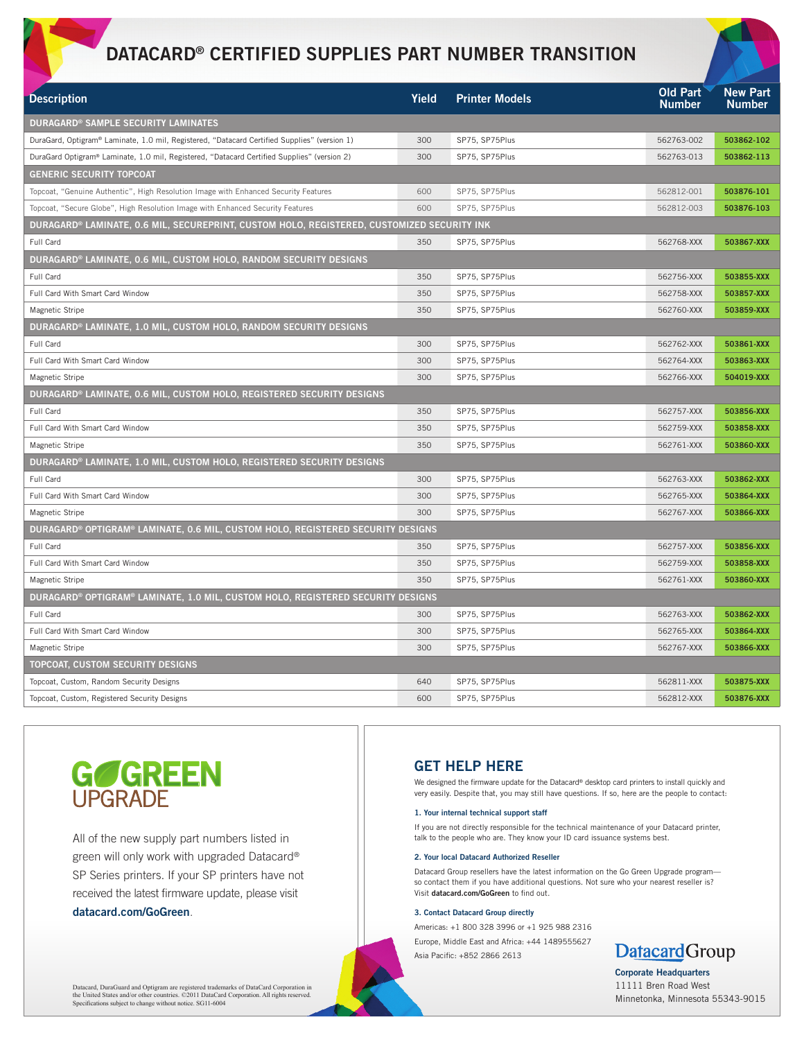# DATACARD® CERTIFIED SUPPLIES PART NUMBER TRANSITION

| Description | Yield | Printer Models | Old Part Number | New Part Number |
|---|---|---|---|---|
| **DURAGARD® SAMPLE SECURITY LAMINATES** | | | | |
| DuraGard, Optigram® Laminate, 1.0 mil, Registered, "Datacard Certified Supplies" (version 1) | 300 | SP75, SP75Plus | 562763-002 | **503862-102** |
| DuraGard Optigram® Laminate, 1.0 mil, Registered, "Datacard Certified Supplies" (version 2) | 300 | SP75, SP75Plus | 562763-013 | **503862-113** |
| **GENERIC SECURITY TOPCOAT** | | | | |
| Topcoat, "Genuine Authentic", High Resolution Image with Enhanced Security Features | 600 | SP75, SP75Plus | 562812-001 | **503876-101** |
| Topcoat, "Secure Globe", High Resolution Image with Enhanced Security Features | 600 | SP75, SP75Plus | 562812-003 | **503876-103** |
| **DURAGARD® LAMINATE, 0.6 MIL, SECUREPRINT, CUSTOM HOLO, REGISTERED, CUSTOMIZED SECURITY INK** | | | | |
| Full Card | 350 | SP75, SP75Plus | 562768-XXX | **503867-XXX** |
| **DURAGARD® LAMINATE, 0.6 MIL, CUSTOM HOLO, RANDOM SECURITY DESIGNS** | | | | |
| Full Card | 350 | SP75, SP75Plus | 562756-XXX | **503855-XXX** |
| Full Card With Smart Card Window | 350 | SP75, SP75Plus | 562758-XXX | **503857-XXX** |
| Magnetic Stripe | 350 | SP75, SP75Plus | 562760-XXX | **503859-XXX** |
| **DURAGARD® LAMINATE, 1.0 MIL, CUSTOM HOLO, RANDOM SECURITY DESIGNS** | | | | |
| Full Card | 300 | SP75, SP75Plus | 562762-XXX | **503861-XXX** |
| Full Card With Smart Card Window | 300 | SP75, SP75Plus | 562764-XXX | **503863-XXX** |
| Magnetic Stripe | 300 | SP75, SP75Plus | 562766-XXX | **504019-XXX** |
| **DURAGARD® LAMINATE, 0.6 MIL, CUSTOM HOLO, REGISTERED SECURITY DESIGNS** | | | | |
| Full Card | 350 | SP75, SP75Plus | 562757-XXX | **503856-XXX** |
| Full Card With Smart Card Window | 350 | SP75, SP75Plus | 562759-XXX | **503858-XXX** |
| Magnetic Stripe | 350 | SP75, SP75Plus | 562761-XXX | **503860-XXX** |
| **DURAGARD® LAMINATE, 1.0 MIL, CUSTOM HOLO, REGISTERED SECURITY DESIGNS** | | | | |
| Full Card | 300 | SP75, SP75Plus | 562763-XXX | **503862-XXX** |
| Full Card With Smart Card Window | 300 | SP75, SP75Plus | 562765-XXX | **503864-XXX** |
| Magnetic Stripe | 300 | SP75, SP75Plus | 562767-XXX | **503866-XXX** |
| **DURAGARD® OPTIGRAM® LAMINATE, 0.6 MIL, CUSTOM HOLO, REGISTERED SECURITY DESIGNS** | | | | |
| Full Card | 350 | SP75, SP75Plus | 562757-XXX | **503856-XXX** |
| Full Card With Smart Card Window | 350 | SP75, SP75Plus | 562759-XXX | **503858-XXX** |
| Magnetic Stripe | 350 | SP75, SP75Plus | 562761-XXX | **503860-XXX** |
| **DURAGARD® OPTIGRAM® LAMINATE, 1.0 MIL, CUSTOM HOLO, REGISTERED SECURITY DESIGNS** | | | | |
| Full Card | 300 | SP75, SP75Plus | 562763-XXX | **503862-XXX** |
| Full Card With Smart Card Window | 300 | SP75, SP75Plus | 562765-XXX | **503864-XXX** |
| Magnetic Stripe | 300 | SP75, SP75Plus | 562767-XXX | **503866-XXX** |
| **TOPCOAT, CUSTOM SECURITY DESIGNS** | | | | |
| Topcoat, Custom, Random Security Designs | 640 | SP75, SP75Plus | 562811-XXX | **503875-XXX** |
| Topcoat, Custom, Registered Security Designs | 600 | SP75, SP75Plus | 562812-XXX | **503876-XXX** |

## GO GREEN UPGRADE

All of the new supply part numbers listed in green will only work with upgraded Datacard® SP Series printers. If your SP printers have not received the latest firmware update, please visit **datacard.com/GoGreen**.

Datacard, DuraGuard and Optigram are registered trademarks of DataCard Corporation in the United States and/or other countries. ©2011 DataCard Corporation. All rights reserved. Specifications subject to change without notice. SG11-6004

## GET HELP HERE

We designed the firmware update for the Datacard® desktop card printers to install quickly and very easily. Despite that, you may still have questions. If so, here are the people to contact:

**1. Your internal technical support staff**

If you are not directly responsible for the technical maintenance of your Datacard printer, talk to the people who are. They know your ID card issuance systems best.

**2. Your local Datacard Authorized Reseller**

Datacard Group resellers have the latest information on the Go Green Upgrade program—so contact them if you have additional questions. Not sure who your nearest reseller is? Visit **datacard.com/GoGreen** to find out.

**3. Contact Datacard Group directly**

Americas: +1 800 328 3996 or +1 925 988 2316

Europe, Middle East and Africa: +44 1489555627

Asia Pacific: +852 2866 2613

DatacardGroup

**Corporate Headquarters**
11111 Bren Road West
Minnetonka, Minnesota 55343-9015